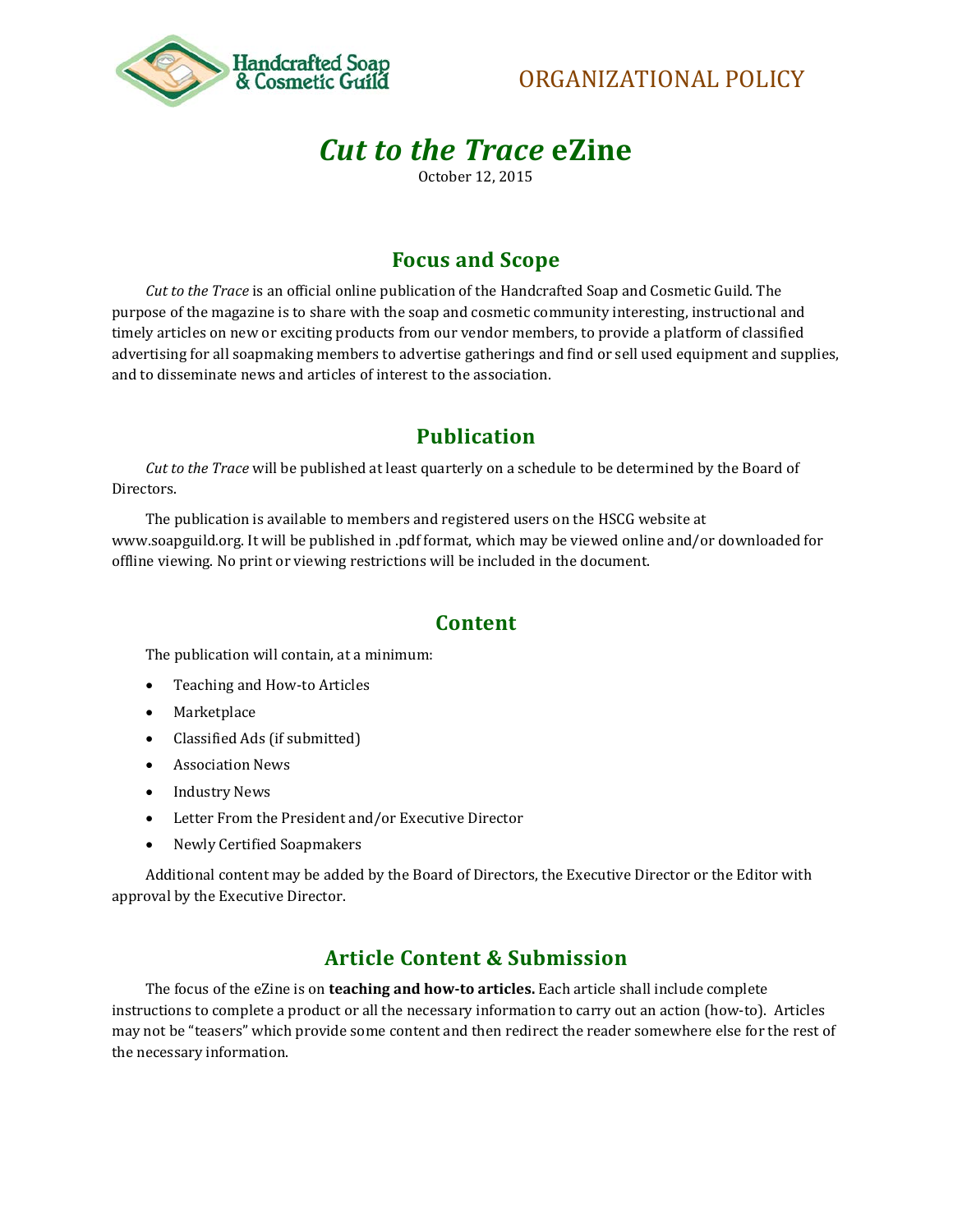Handcrafted Soap & Cosmetic Guild

ORGANIZATIONAL POLICY

# *Cut to the Trace* eZine

October 12, 2015

## Focus and Scope

*Cut to the Trace* is an official online publication of the Handcrafted Soap and Cosmetic Guild. The purpose of the magazine is to share with the soap and cosmetic community interesting, instructional and timely articles on new or exciting products from our vendor members, to provide a platform of classified advertising for all soapmaking members to advertise gatherings and find or sell used equipment and supplies, and to disseminate news and articles of interest to the association.

## Publication

*Cut to the Trace* will be published at least quarterly on a schedule to be determined by the Board of Directors.

The publication is available to members and registered users on the HSCG website at www.soapguild.org. It will be published in .pdf format, which may be viewed online and/or downloaded for offline viewing. No print or viewing restrictions will be included in the document.

## Content

The publication will contain, at a minimum:

- Teaching and How-to Articles
- Marketplace
- Classified Ads (if submitted)
- Association News
- Industry News
- Letter From the President and/or Executive Director
- Newly Certified Soapmakers

Additional content may be added by the Board of Directors, the Executive Director or the Editor with approval by the Executive Director.

## Article Content & Submission

The focus of the eZine is on **teaching and how-to articles.** Each article shall include complete instructions to complete a product or all the necessary information to carry out an action (how-to). Articles may not be "teasers" which provide some content and then redirect the reader somewhere else for the rest of the necessary information.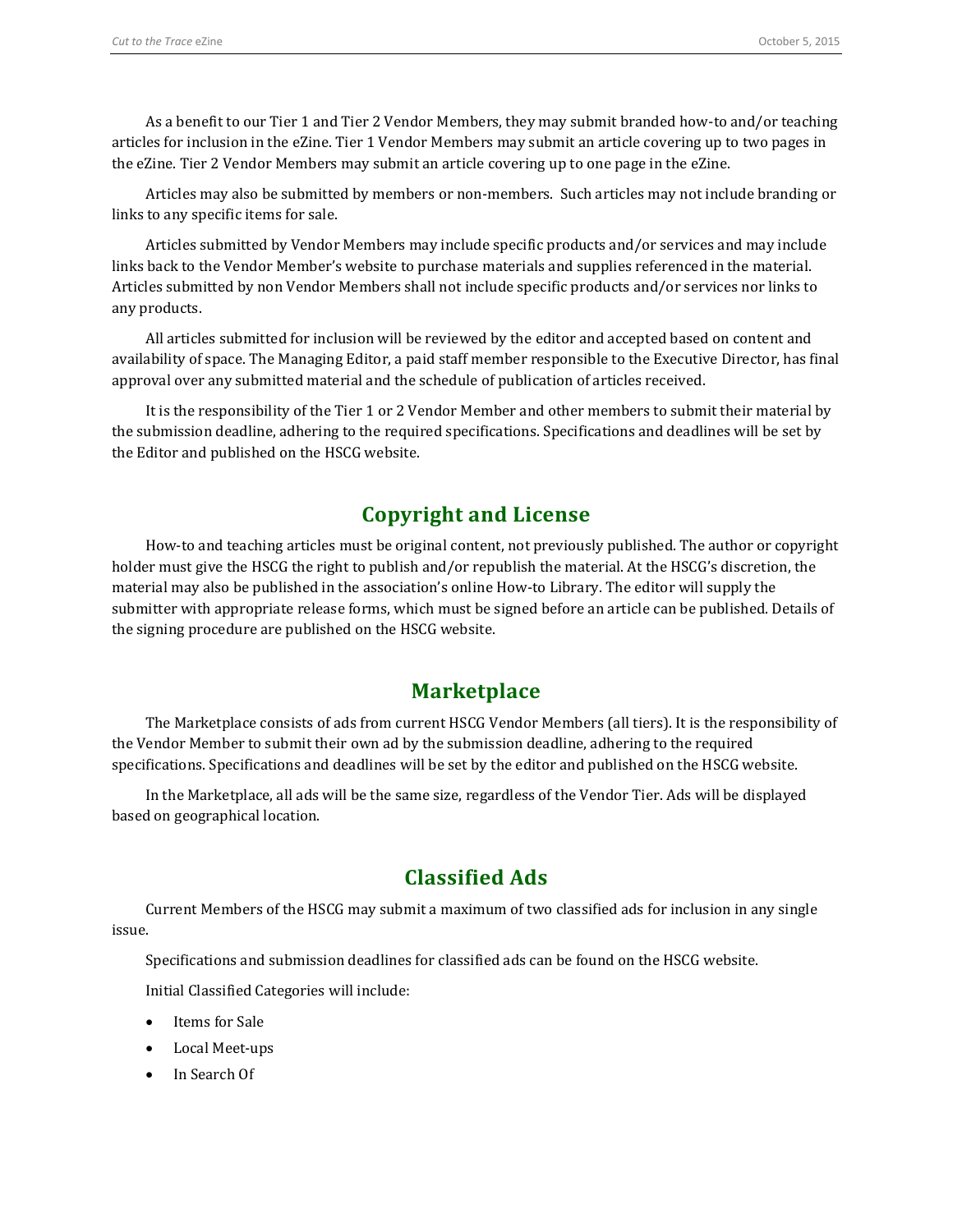As a benefit to our Tier 1 and Tier 2 Vendor Members, they may submit branded how-to and/or teaching articles for inclusion in the eZine. Tier 1 Vendor Members may submit an article covering up to two pages in the eZine. Tier 2 Vendor Members may submit an article covering up to one page in the eZine.

Articles may also be submitted by members or non-members. Such articles may not include branding or links to any specific items for sale.

Articles submitted by Vendor Members may include specific products and/or services and may include links back to the Vendor Member's website to purchase materials and supplies referenced in the material. Articles submitted by non Vendor Members shall not include specific products and/or services nor links to any products.

All articles submitted for inclusion will be reviewed by the editor and accepted based on content and availability of space. The Managing Editor, a paid staff member responsible to the Executive Director, has final approval over any submitted material and the schedule of publication of articles received.

It is the responsibility of the Tier 1 or 2 Vendor Member and other members to submit their material by the submission deadline, adhering to the required specifications. Specifications and deadlines will be set by the Editor and published on the HSCG website.

## Copyright and License

How-to and teaching articles must be original content, not previously published. The author or copyright holder must give the HSCG the right to publish and/or republish the material. At the HSCG's discretion, the material may also be published in the association's online How-to Library. The editor will supply the submitter with appropriate release forms, which must be signed before an article can be published. Details of the signing procedure are published on the HSCG website.

## Marketplace

The Marketplace consists of ads from current HSCG Vendor Members (all tiers). It is the responsibility of the Vendor Member to submit their own ad by the submission deadline, adhering to the required specifications. Specifications and deadlines will be set by the editor and published on the HSCG website.

In the Marketplace, all ads will be the same size, regardless of the Vendor Tier. Ads will be displayed based on geographical location.

## Classified Ads

Current Members of the HSCG may submit a maximum of two classified ads for inclusion in any single issue.

Specifications and submission deadlines for classified ads can be found on the HSCG website.

Initial Classified Categories will include:

- Items for Sale
- Local Meet-ups
- In Search Of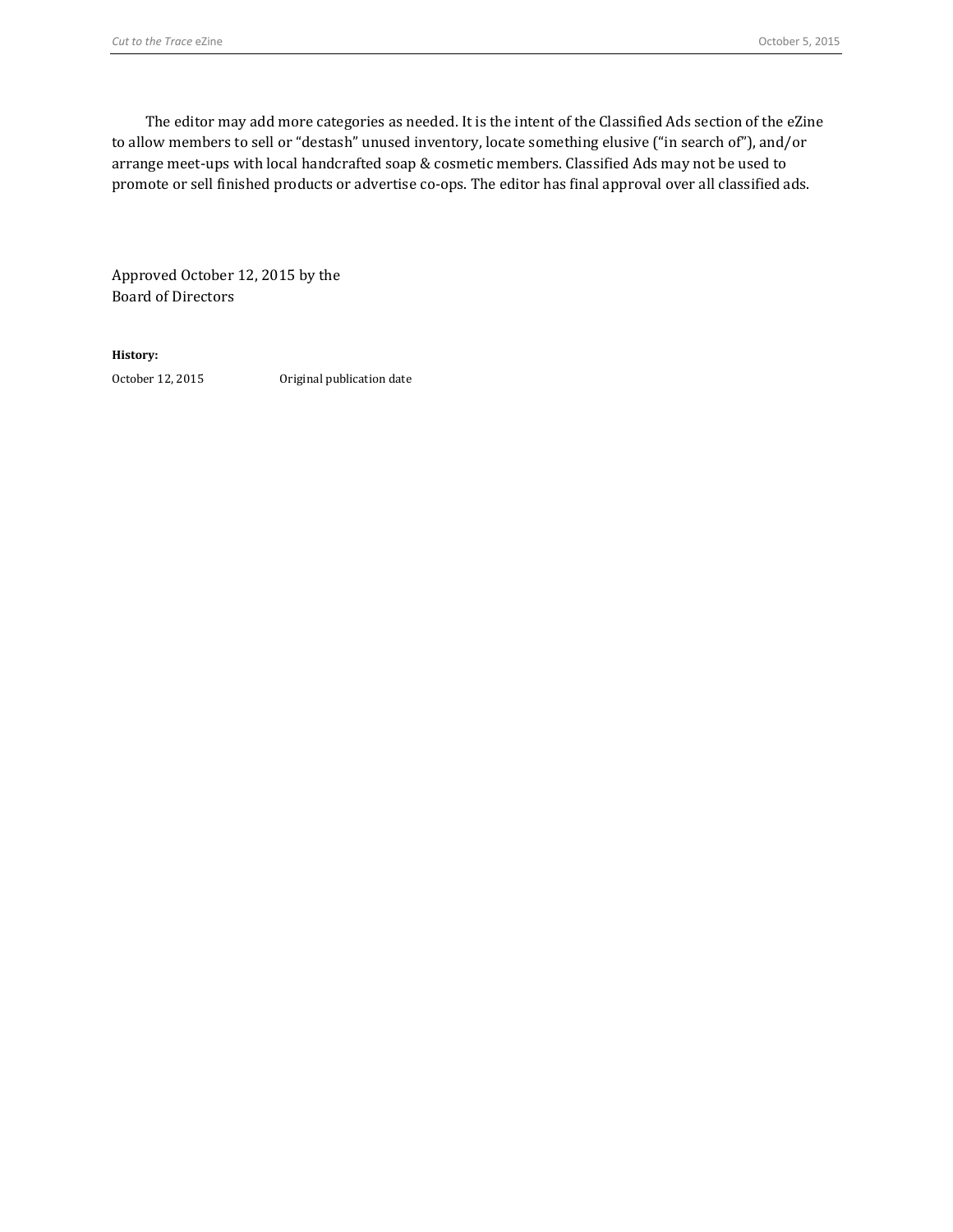The editor may add more categories as needed. It is the intent of the Classified Ads section of the eZine to allow members to sell or "destash" unused inventory, locate something elusive ("in search of"), and/or arrange meet-ups with local handcrafted soap & cosmetic members. Classified Ads may not be used to promote or sell finished products or advertise co-ops. The editor has final approval over all classified ads.

Approved October 12, 2015 by the
Board of Directors

**History:**

October 12, 2015 Original publication date